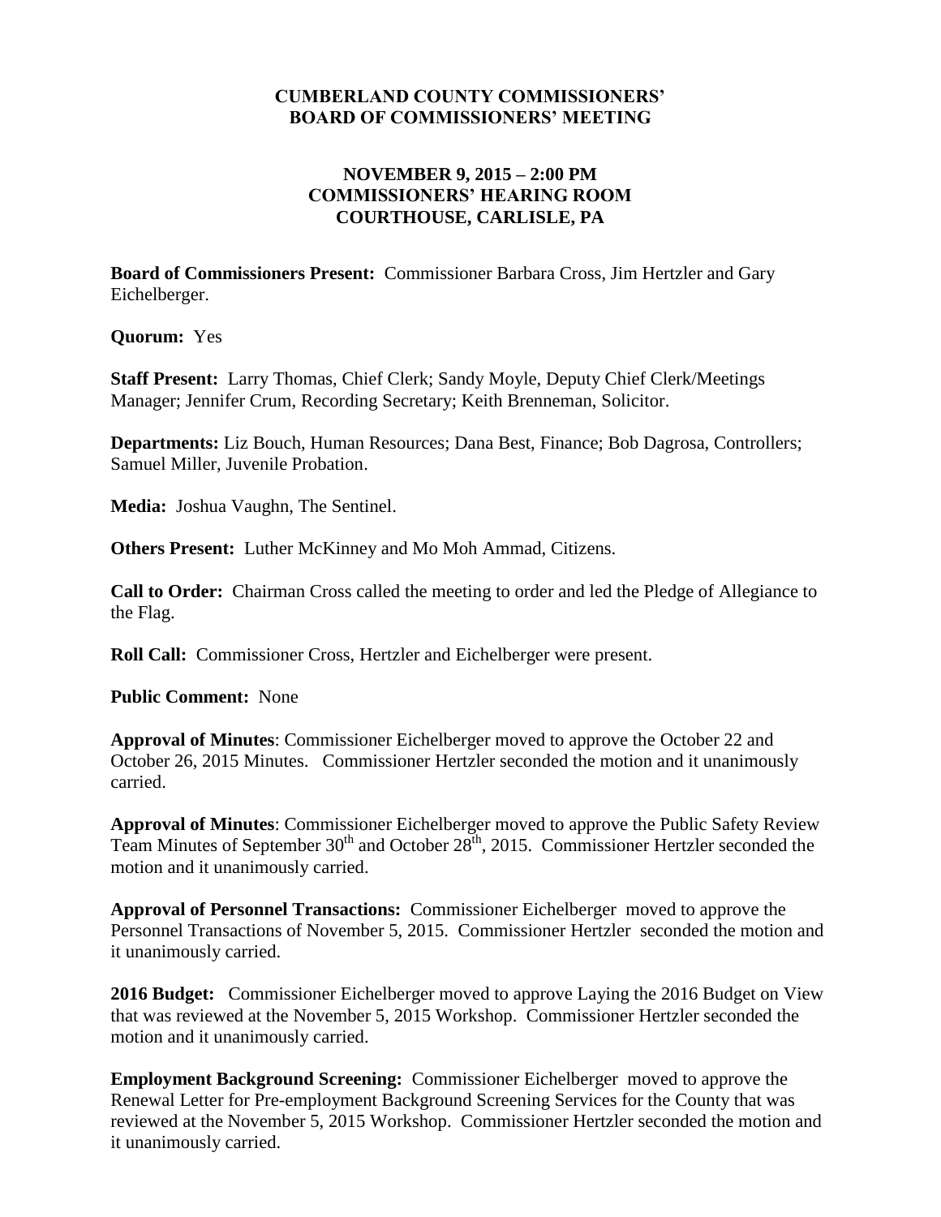# CUMBERLAND COUNTY COMMISSIONERS' BOARD OF COMMISSIONERS' MEETING

## NOVEMBER 9, 2015 – 2:00 PM COMMISSIONERS' HEARING ROOM COURTHOUSE, CARLISLE, PA

**Board of Commissioners Present:** Commissioner Barbara Cross, Jim Hertzler and Gary Eichelberger.

**Quorum:** Yes

**Staff Present:** Larry Thomas, Chief Clerk; Sandy Moyle, Deputy Chief Clerk/Meetings Manager; Jennifer Crum, Recording Secretary; Keith Brenneman, Solicitor.

**Departments:** Liz Bouch, Human Resources; Dana Best, Finance; Bob Dagrosa, Controllers; Samuel Miller, Juvenile Probation.

**Media:** Joshua Vaughn, The Sentinel.

**Others Present:** Luther McKinney and Mo Moh Ammad, Citizens.

**Call to Order:** Chairman Cross called the meeting to order and led the Pledge of Allegiance to the Flag.

**Roll Call:** Commissioner Cross, Hertzler and Eichelberger were present.

**Public Comment:** None

**Approval of Minutes**: Commissioner Eichelberger moved to approve the October 22 and October 26, 2015 Minutes. Commissioner Hertzler seconded the motion and it unanimously carried.

**Approval of Minutes**: Commissioner Eichelberger moved to approve the Public Safety Review Team Minutes of September 30th and October 28th, 2015. Commissioner Hertzler seconded the motion and it unanimously carried.

**Approval of Personnel Transactions:** Commissioner Eichelberger moved to approve the Personnel Transactions of November 5, 2015. Commissioner Hertzler seconded the motion and it unanimously carried.

**2016 Budget:** Commissioner Eichelberger moved to approve Laying the 2016 Budget on View that was reviewed at the November 5, 2015 Workshop. Commissioner Hertzler seconded the motion and it unanimously carried.

**Employment Background Screening:** Commissioner Eichelberger moved to approve the Renewal Letter for Pre-employment Background Screening Services for the County that was reviewed at the November 5, 2015 Workshop. Commissioner Hertzler seconded the motion and it unanimously carried.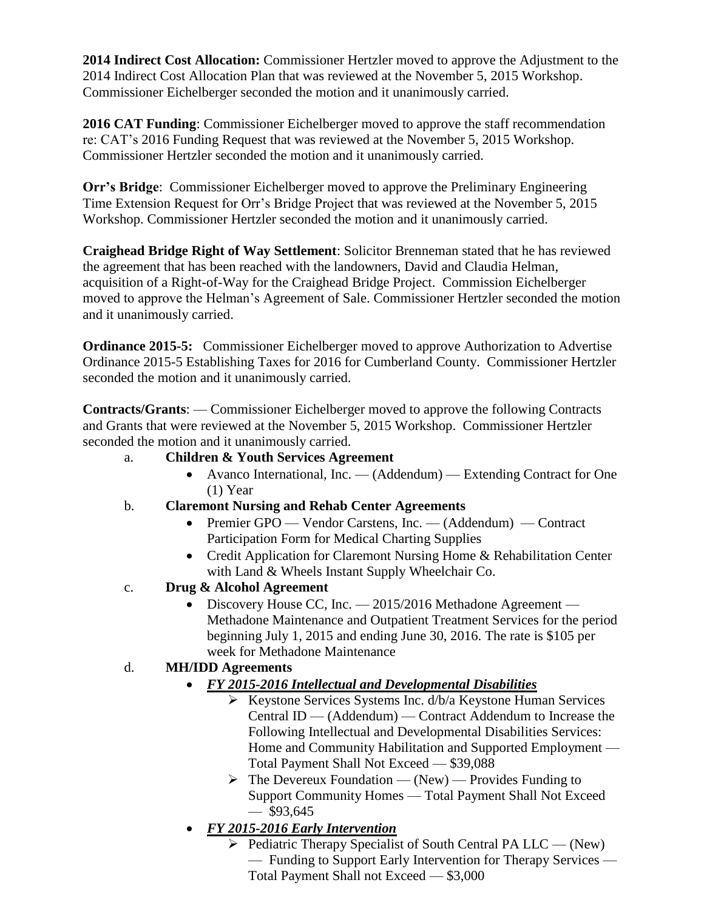**2014 Indirect Cost Allocation:** Commissioner Hertzler moved to approve the Adjustment to the 2014 Indirect Cost Allocation Plan that was reviewed at the November 5, 2015 Workshop. Commissioner Eichelberger seconded the motion and it unanimously carried.

**2016 CAT Funding**: Commissioner Eichelberger moved to approve the staff recommendation re: CAT's 2016 Funding Request that was reviewed at the November 5, 2015 Workshop. Commissioner Hertzler seconded the motion and it unanimously carried.

**Orr's Bridge**: Commissioner Eichelberger moved to approve the Preliminary Engineering Time Extension Request for Orr's Bridge Project that was reviewed at the November 5, 2015 Workshop. Commissioner Hertzler seconded the motion and it unanimously carried.

**Craighead Bridge Right of Way Settlement**: Solicitor Brenneman stated that he has reviewed the agreement that has been reached with the landowners, David and Claudia Helman, acquisition of a Right-of-Way for the Craighead Bridge Project. Commission Eichelberger moved to approve the Helman's Agreement of Sale. Commissioner Hertzler seconded the motion and it unanimously carried.

**Ordinance 2015-5:** Commissioner Eichelberger moved to approve Authorization to Advertise Ordinance 2015-5 Establishing Taxes for 2016 for Cumberland County. Commissioner Hertzler seconded the motion and it unanimously carried.

**Contracts/Grants**: — Commissioner Eichelberger moved to approve the following Contracts and Grants that were reviewed at the November 5, 2015 Workshop. Commissioner Hertzler seconded the motion and it unanimously carried.

a. **Children & Youth Services Agreement**
   - Avanco International, Inc. — (Addendum) — Extending Contract for One (1) Year

b. **Claremont Nursing and Rehab Center Agreements**
   - Premier GPO — Vendor Carstens, Inc. — (Addendum) — Contract Participation Form for Medical Charting Supplies
   - Credit Application for Claremont Nursing Home & Rehabilitation Center with Land & Wheels Instant Supply Wheelchair Co.

c. **Drug & Alcohol Agreement**
   - Discovery House CC, Inc. — 2015/2016 Methadone Agreement — Methadone Maintenance and Outpatient Treatment Services for the period beginning July 1, 2015 and ending June 30, 2016. The rate is $105 per week for Methadone Maintenance

d. **MH/IDD Agreements**
   - ***FY 2015-2016 Intellectual and Developmental Disabilities***
     - Keystone Services Systems Inc. d/b/a Keystone Human Services Central ID — (Addendum) — Contract Addendum to Increase the Following Intellectual and Developmental Disabilities Services: Home and Community Habilitation and Supported Employment — Total Payment Shall Not Exceed — $39,088
     - The Devereux Foundation — (New) — Provides Funding to Support Community Homes — Total Payment Shall Not Exceed — $93,645
   - ***FY 2015-2016 Early Intervention***
     - Pediatric Therapy Specialist of South Central PA LLC — (New) — Funding to Support Early Intervention for Therapy Services — Total Payment Shall not Exceed — $3,000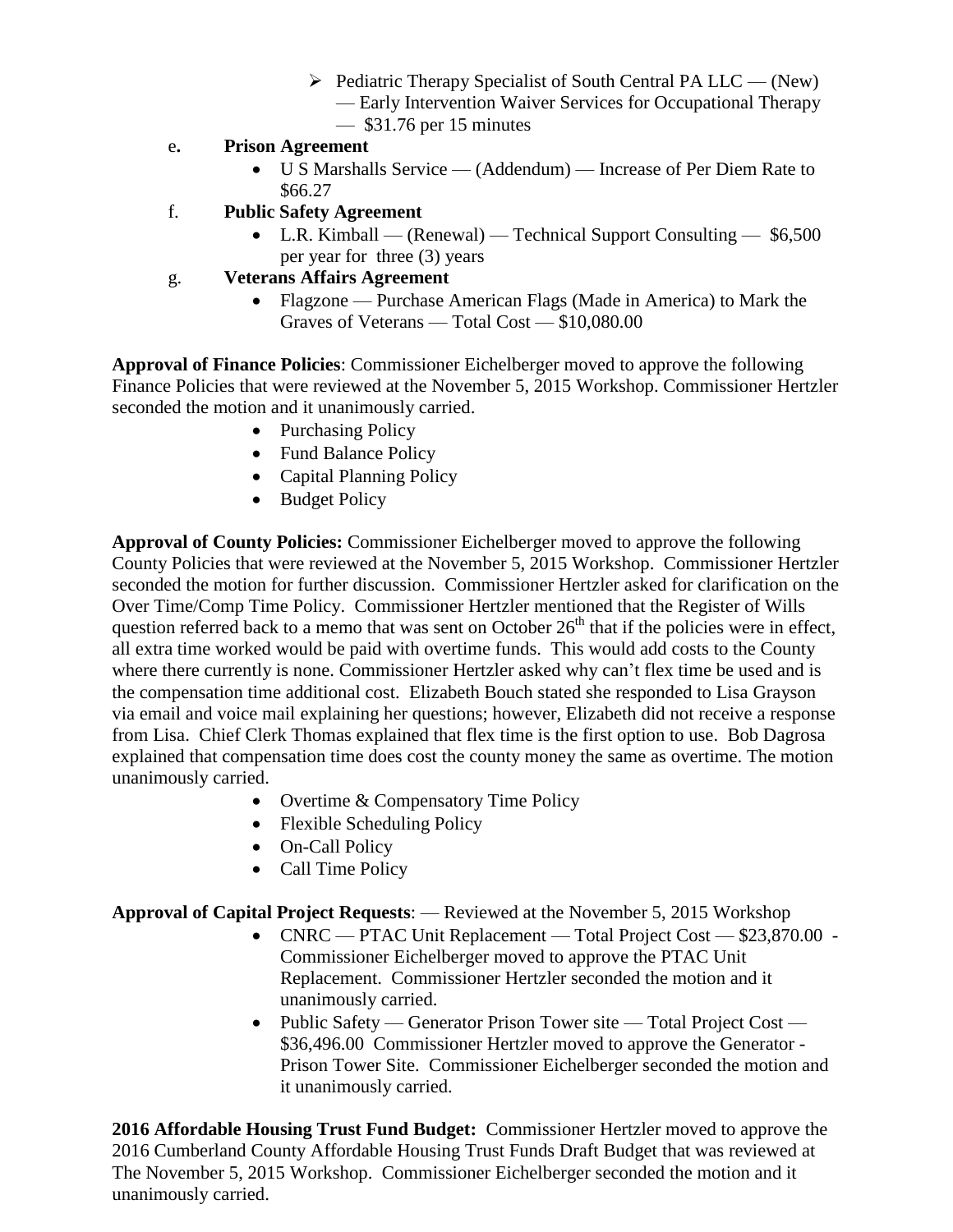- ➢ Pediatric Therapy Specialist of South Central PA LLC — (New) — Early Intervention Waiver Services for Occupational Therapy — $31.76 per 15 minutes

e. **Prison Agreement**

- U S Marshalls Service — (Addendum) — Increase of Per Diem Rate to $66.27

f. **Public Safety Agreement**

- L.R. Kimball — (Renewal) — Technical Support Consulting — $6,500 per year for three (3) years

g. **Veterans Affairs Agreement**

- Flagzone — Purchase American Flags (Made in America) to Mark the Graves of Veterans — Total Cost — $10,080.00

**Approval of Finance Policies**: Commissioner Eichelberger moved to approve the following Finance Policies that were reviewed at the November 5, 2015 Workshop. Commissioner Hertzler seconded the motion and it unanimously carried.

- Purchasing Policy
- Fund Balance Policy
- Capital Planning Policy
- Budget Policy

**Approval of County Policies:** Commissioner Eichelberger moved to approve the following County Policies that were reviewed at the November 5, 2015 Workshop. Commissioner Hertzler seconded the motion for further discussion. Commissioner Hertzler asked for clarification on the Over Time/Comp Time Policy. Commissioner Hertzler mentioned that the Register of Wills question referred back to a memo that was sent on October 26th that if the policies were in effect, all extra time worked would be paid with overtime funds. This would add costs to the County where there currently is none. Commissioner Hertzler asked why can't flex time be used and is the compensation time additional cost. Elizabeth Bouch stated she responded to Lisa Grayson via email and voice mail explaining her questions; however, Elizabeth did not receive a response from Lisa. Chief Clerk Thomas explained that flex time is the first option to use. Bob Dagrosa explained that compensation time does cost the county money the same as overtime. The motion unanimously carried.

- Overtime & Compensatory Time Policy
- Flexible Scheduling Policy
- On-Call Policy
- Call Time Policy

**Approval of Capital Project Requests**: — Reviewed at the November 5, 2015 Workshop

- CNRC — PTAC Unit Replacement — Total Project Cost — $23,870.00 - Commissioner Eichelberger moved to approve the PTAC Unit Replacement. Commissioner Hertzler seconded the motion and it unanimously carried.
- Public Safety — Generator Prison Tower site — Total Project Cost — $36,496.00 Commissioner Hertzler moved to approve the Generator - Prison Tower Site. Commissioner Eichelberger seconded the motion and it unanimously carried.

**2016 Affordable Housing Trust Fund Budget:** Commissioner Hertzler moved to approve the 2016 Cumberland County Affordable Housing Trust Funds Draft Budget that was reviewed at The November 5, 2015 Workshop. Commissioner Eichelberger seconded the motion and it unanimously carried.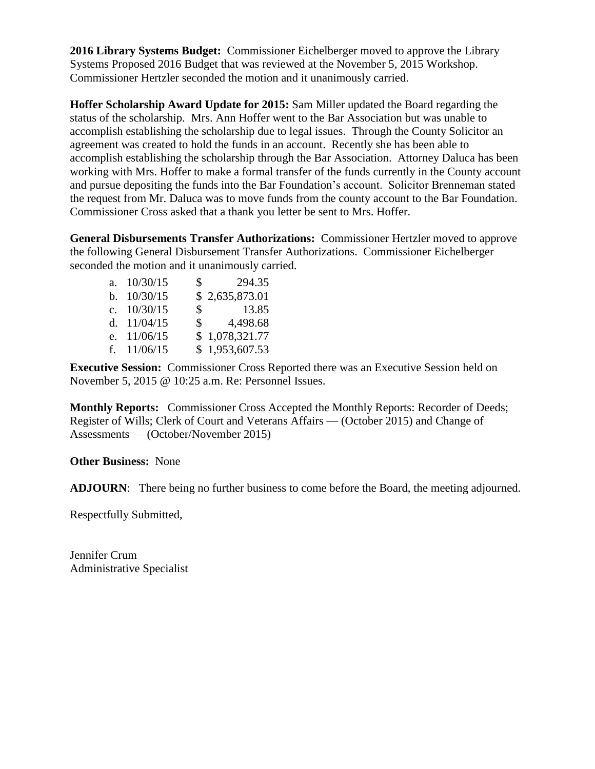**2016 Library Systems Budget:** Commissioner Eichelberger moved to approve the Library Systems Proposed 2016 Budget that was reviewed at the November 5, 2015 Workshop. Commissioner Hertzler seconded the motion and it unanimously carried.

**Hoffer Scholarship Award Update for 2015:** Sam Miller updated the Board regarding the status of the scholarship. Mrs. Ann Hoffer went to the Bar Association but was unable to accomplish establishing the scholarship due to legal issues. Through the County Solicitor an agreement was created to hold the funds in an account. Recently she has been able to accomplish establishing the scholarship through the Bar Association. Attorney Daluca has been working with Mrs. Hoffer to make a formal transfer of the funds currently in the County account and pursue depositing the funds into the Bar Foundation's account. Solicitor Brenneman stated the request from Mr. Daluca was to move funds from the county account to the Bar Foundation. Commissioner Cross asked that a thank you letter be sent to Mrs. Hoffer.

**General Disbursements Transfer Authorizations:** Commissioner Hertzler moved to approve the following General Disbursement Transfer Authorizations. Commissioner Eichelberger seconded the motion and it unanimously carried.

| | | |
|---|---|---|
| a. | 10/30/15 | $ 294.35 |
| b. | 10/30/15 | $ 2,635,873.01 |
| c. | 10/30/15 | $ 13.85 |
| d. | 11/04/15 | $ 4,498.68 |
| e. | 11/06/15 | $ 1,078,321.77 |
| f. | 11/06/15 | $ 1,953,607.53 |

**Executive Session:** Commissioner Cross Reported there was an Executive Session held on November 5, 2015 @ 10:25 a.m. Re: Personnel Issues.

**Monthly Reports:** Commissioner Cross Accepted the Monthly Reports: Recorder of Deeds; Register of Wills; Clerk of Court and Veterans Affairs — (October 2015) and Change of Assessments — (October/November 2015)

**Other Business:** None

**ADJOURN**: There being no further business to come before the Board, the meeting adjourned.

Respectfully Submitted,

Jennifer Crum
Administrative Specialist